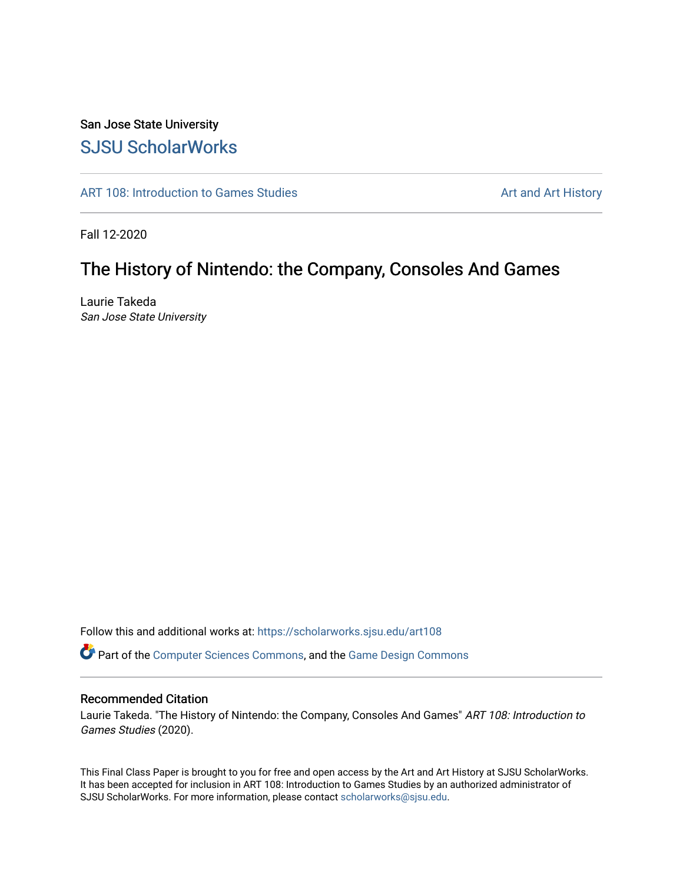San Jose State University

# SJSU ScholarWorks

ART 108: Introduction to Games Studies

Art and Art History

Fall 12-2020

## The History of Nintendo: the Company, Consoles And Games

Laurie Takeda
*San Jose State University*

Follow this and additional works at: https://scholarworks.sjsu.edu/art108

Part of the Computer Sciences Commons, and the Game Design Commons

### Recommended Citation

Laurie Takeda. "The History of Nintendo: the Company, Consoles And Games" *ART 108: Introduction to Games Studies* (2020).

This Final Class Paper is brought to you for free and open access by the Art and Art History at SJSU ScholarWorks. It has been accepted for inclusion in ART 108: Introduction to Games Studies by an authorized administrator of SJSU ScholarWorks. For more information, please contact scholarworks@sjsu.edu.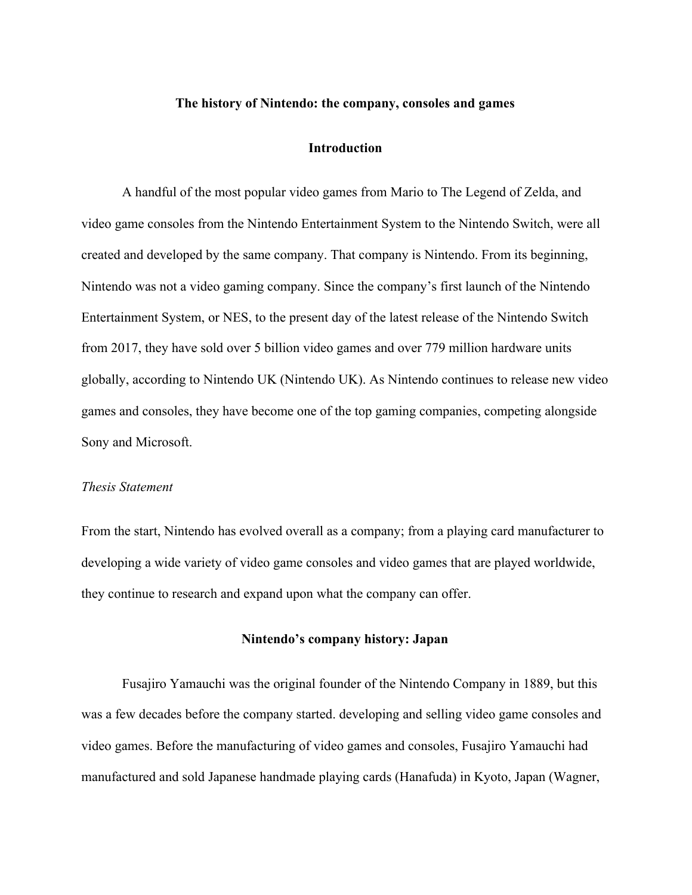**The history of Nintendo: the company, consoles and games**

## Introduction

A handful of the most popular video games from Mario to The Legend of Zelda, and video game consoles from the Nintendo Entertainment System to the Nintendo Switch, were all created and developed by the same company. That company is Nintendo. From its beginning, Nintendo was not a video gaming company. Since the company's first launch of the Nintendo Entertainment System, or NES, to the present day of the latest release of the Nintendo Switch from 2017, they have sold over 5 billion video games and over 779 million hardware units globally, according to Nintendo UK (Nintendo UK). As Nintendo continues to release new video games and consoles, they have become one of the top gaming companies, competing alongside Sony and Microsoft.

*Thesis Statement*

From the start, Nintendo has evolved overall as a company; from a playing card manufacturer to developing a wide variety of video game consoles and video games that are played worldwide, they continue to research and expand upon what the company can offer.

## Nintendo's company history: Japan

Fusajiro Yamauchi was the original founder of the Nintendo Company in 1889, but this was a few decades before the company started. developing and selling video game consoles and video games. Before the manufacturing of video games and consoles, Fusajiro Yamauchi had manufactured and sold Japanese handmade playing cards (Hanafuda) in Kyoto, Japan (Wagner,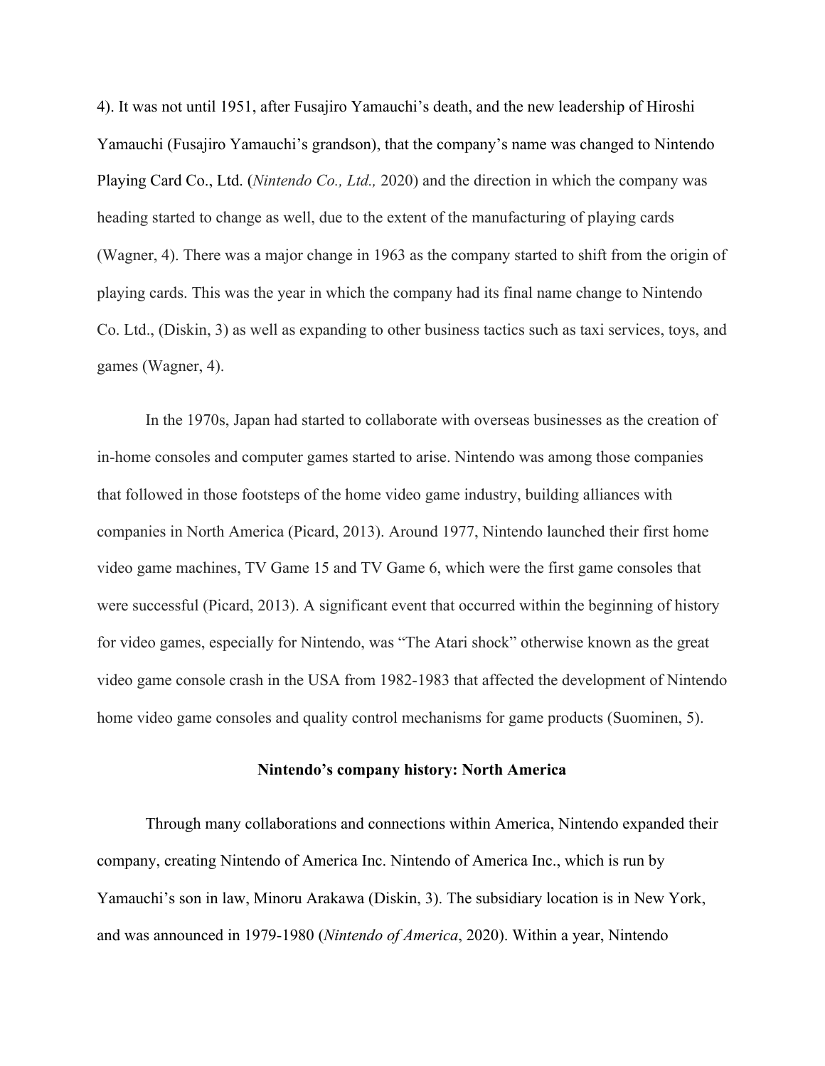4). It was not until 1951, after Fusajiro Yamauchi's death, and the new leadership of Hiroshi Yamauchi (Fusajiro Yamauchi's grandson), that the company's name was changed to Nintendo Playing Card Co., Ltd. (*Nintendo Co., Ltd.,* 2020) and the direction in which the company was heading started to change as well, due to the extent of the manufacturing of playing cards (Wagner, 4). There was a major change in 1963 as the company started to shift from the origin of playing cards. This was the year in which the company had its final name change to Nintendo Co. Ltd., (Diskin, 3) as well as expanding to other business tactics such as taxi services, toys, and games (Wagner, 4).

In the 1970s, Japan had started to collaborate with overseas businesses as the creation of in-home consoles and computer games started to arise. Nintendo was among those companies that followed in those footsteps of the home video game industry, building alliances with companies in North America (Picard, 2013). Around 1977, Nintendo launched their first home video game machines, TV Game 15 and TV Game 6, which were the first game consoles that were successful (Picard, 2013). A significant event that occurred within the beginning of history for video games, especially for Nintendo, was "The Atari shock" otherwise known as the great video game console crash in the USA from 1982-1983 that affected the development of Nintendo home video game consoles and quality control mechanisms for game products (Suominen, 5).

**Nintendo's company history: North America**

Through many collaborations and connections within America, Nintendo expanded their company, creating Nintendo of America Inc. Nintendo of America Inc., which is run by Yamauchi's son in law, Minoru Arakawa (Diskin, 3). The subsidiary location is in New York, and was announced in 1979-1980 (*Nintendo of America*, 2020). Within a year, Nintendo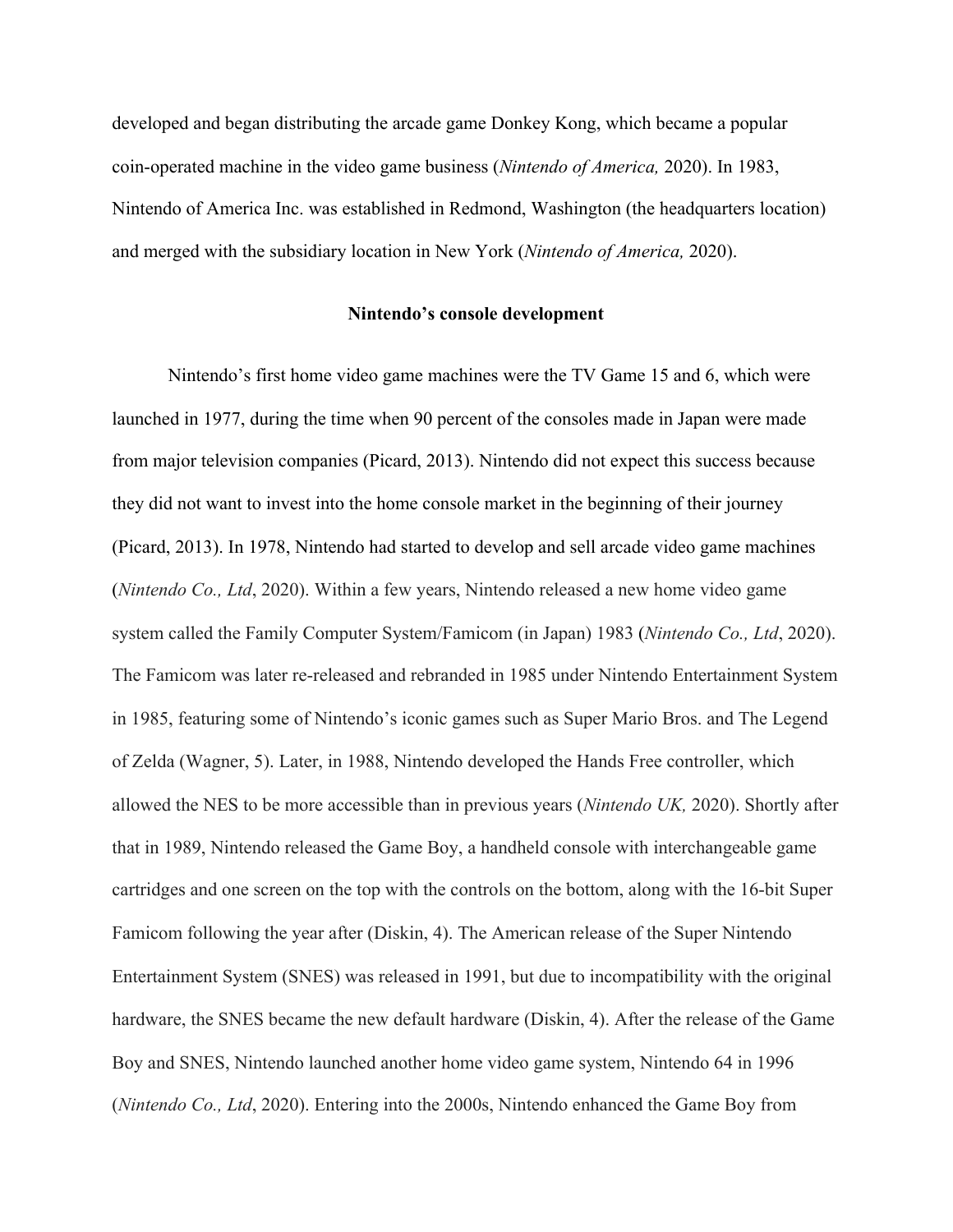developed and began distributing the arcade game Donkey Kong, which became a popular coin-operated machine in the video game business (*Nintendo of America,* 2020). In 1983, Nintendo of America Inc. was established in Redmond, Washington (the headquarters location) and merged with the subsidiary location in New York (*Nintendo of America,* 2020).

## Nintendo's console development

Nintendo's first home video game machines were the TV Game 15 and 6, which were launched in 1977, during the time when 90 percent of the consoles made in Japan were made from major television companies (Picard, 2013). Nintendo did not expect this success because they did not want to invest into the home console market in the beginning of their journey (Picard, 2013). In 1978, Nintendo had started to develop and sell arcade video game machines (*Nintendo Co., Ltd*, 2020). Within a few years, Nintendo released a new home video game system called the Family Computer System/Famicom (in Japan) 1983 (*Nintendo Co., Ltd*, 2020). The Famicom was later re-released and rebranded in 1985 under Nintendo Entertainment System in 1985, featuring some of Nintendo's iconic games such as Super Mario Bros. and The Legend of Zelda (Wagner, 5). Later, in 1988, Nintendo developed the Hands Free controller, which allowed the NES to be more accessible than in previous years (*Nintendo UK,* 2020). Shortly after that in 1989, Nintendo released the Game Boy, a handheld console with interchangeable game cartridges and one screen on the top with the controls on the bottom, along with the 16-bit Super Famicom following the year after (Diskin, 4). The American release of the Super Nintendo Entertainment System (SNES) was released in 1991, but due to incompatibility with the original hardware, the SNES became the new default hardware (Diskin, 4). After the release of the Game Boy and SNES, Nintendo launched another home video game system, Nintendo 64 in 1996 (*Nintendo Co., Ltd*, 2020). Entering into the 2000s, Nintendo enhanced the Game Boy from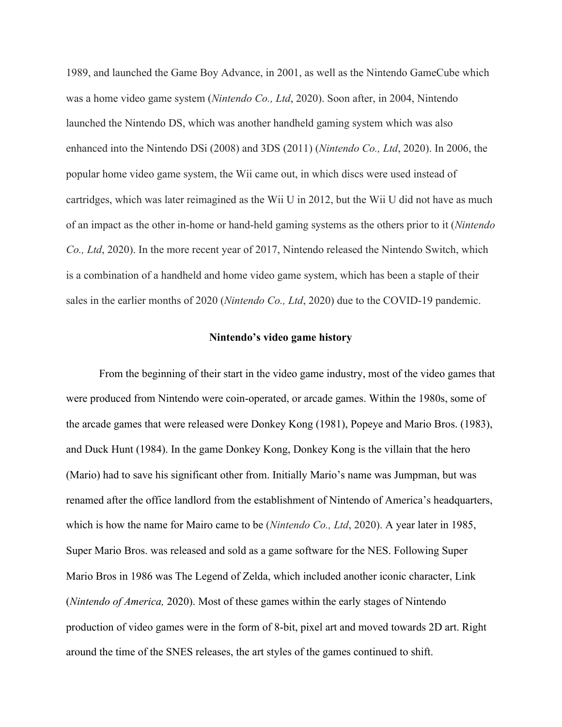1989, and launched the Game Boy Advance, in 2001, as well as the Nintendo GameCube which was a home video game system (*Nintendo Co., Ltd*, 2020). Soon after, in 2004, Nintendo launched the Nintendo DS, which was another handheld gaming system which was also enhanced into the Nintendo DSi (2008) and 3DS (2011) (*Nintendo Co., Ltd*, 2020). In 2006, the popular home video game system, the Wii came out, in which discs were used instead of cartridges, which was later reimagined as the Wii U in 2012, but the Wii U did not have as much of an impact as the other in-home or hand-held gaming systems as the others prior to it (*Nintendo Co., Ltd*, 2020). In the more recent year of 2017, Nintendo released the Nintendo Switch, which is a combination of a handheld and home video game system, which has been a staple of their sales in the earlier months of 2020 (*Nintendo Co., Ltd*, 2020) due to the COVID-19 pandemic.

## Nintendo's video game history

From the beginning of their start in the video game industry, most of the video games that were produced from Nintendo were coin-operated, or arcade games. Within the 1980s, some of the arcade games that were released were Donkey Kong (1981), Popeye and Mario Bros. (1983), and Duck Hunt (1984). In the game Donkey Kong, Donkey Kong is the villain that the hero (Mario) had to save his significant other from. Initially Mario's name was Jumpman, but was renamed after the office landlord from the establishment of Nintendo of America's headquarters, which is how the name for Mairo came to be (*Nintendo Co., Ltd*, 2020). A year later in 1985, Super Mario Bros. was released and sold as a game software for the NES. Following Super Mario Bros in 1986 was The Legend of Zelda, which included another iconic character, Link (*Nintendo of America,* 2020). Most of these games within the early stages of Nintendo production of video games were in the form of 8-bit, pixel art and moved towards 2D art. Right around the time of the SNES releases, the art styles of the games continued to shift.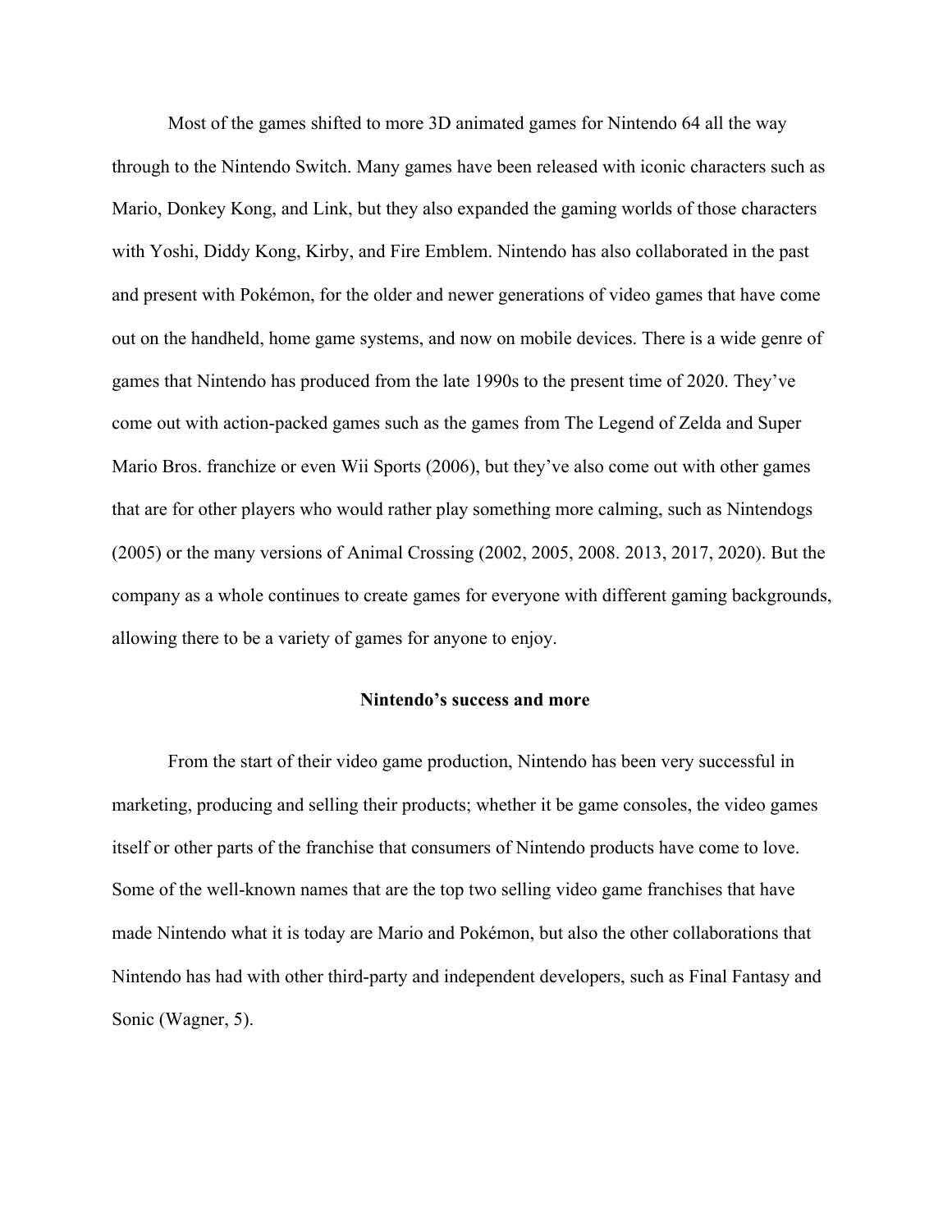Most of the games shifted to more 3D animated games for Nintendo 64 all the way through to the Nintendo Switch. Many games have been released with iconic characters such as Mario, Donkey Kong, and Link, but they also expanded the gaming worlds of those characters with Yoshi, Diddy Kong, Kirby, and Fire Emblem. Nintendo has also collaborated in the past and present with Pokémon, for the older and newer generations of video games that have come out on the handheld, home game systems, and now on mobile devices. There is a wide genre of games that Nintendo has produced from the late 1990s to the present time of 2020. They've come out with action-packed games such as the games from The Legend of Zelda and Super Mario Bros. franchize or even Wii Sports (2006), but they've also come out with other games that are for other players who would rather play something more calming, such as Nintendogs (2005) or the many versions of Animal Crossing (2002, 2005, 2008. 2013, 2017, 2020). But the company as a whole continues to create games for everyone with different gaming backgrounds, allowing there to be a variety of games for anyone to enjoy.

## Nintendo's success and more

From the start of their video game production, Nintendo has been very successful in marketing, producing and selling their products; whether it be game consoles, the video games itself or other parts of the franchise that consumers of Nintendo products have come to love. Some of the well-known names that are the top two selling video game franchises that have made Nintendo what it is today are Mario and Pokémon, but also the other collaborations that Nintendo has had with other third-party and independent developers, such as Final Fantasy and Sonic (Wagner, 5).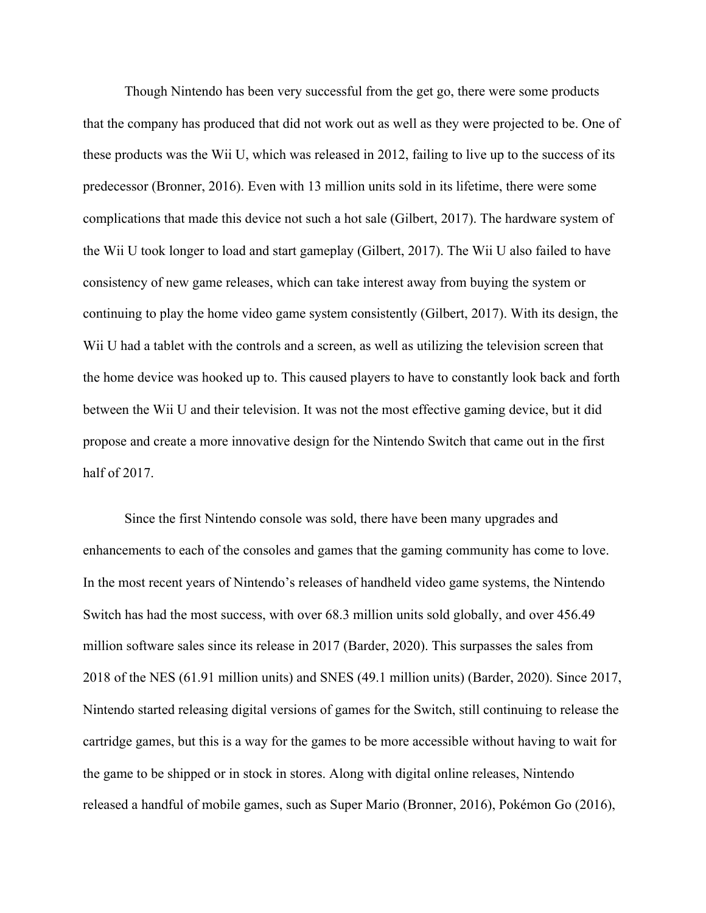Though Nintendo has been very successful from the get go, there were some products that the company has produced that did not work out as well as they were projected to be. One of these products was the Wii U, which was released in 2012, failing to live up to the success of its predecessor (Bronner, 2016). Even with 13 million units sold in its lifetime, there were some complications that made this device not such a hot sale (Gilbert, 2017). The hardware system of the Wii U took longer to load and start gameplay (Gilbert, 2017). The Wii U also failed to have consistency of new game releases, which can take interest away from buying the system or continuing to play the home video game system consistently (Gilbert, 2017). With its design, the Wii U had a tablet with the controls and a screen, as well as utilizing the television screen that the home device was hooked up to. This caused players to have to constantly look back and forth between the Wii U and their television. It was not the most effective gaming device, but it did propose and create a more innovative design for the Nintendo Switch that came out in the first half of 2017.

Since the first Nintendo console was sold, there have been many upgrades and enhancements to each of the consoles and games that the gaming community has come to love. In the most recent years of Nintendo's releases of handheld video game systems, the Nintendo Switch has had the most success, with over 68.3 million units sold globally, and over 456.49 million software sales since its release in 2017 (Barder, 2020). This surpasses the sales from 2018 of the NES (61.91 million units) and SNES (49.1 million units) (Barder, 2020). Since 2017, Nintendo started releasing digital versions of games for the Switch, still continuing to release the cartridge games, but this is a way for the games to be more accessible without having to wait for the game to be shipped or in stock in stores. Along with digital online releases, Nintendo released a handful of mobile games, such as Super Mario (Bronner, 2016), Pokémon Go (2016),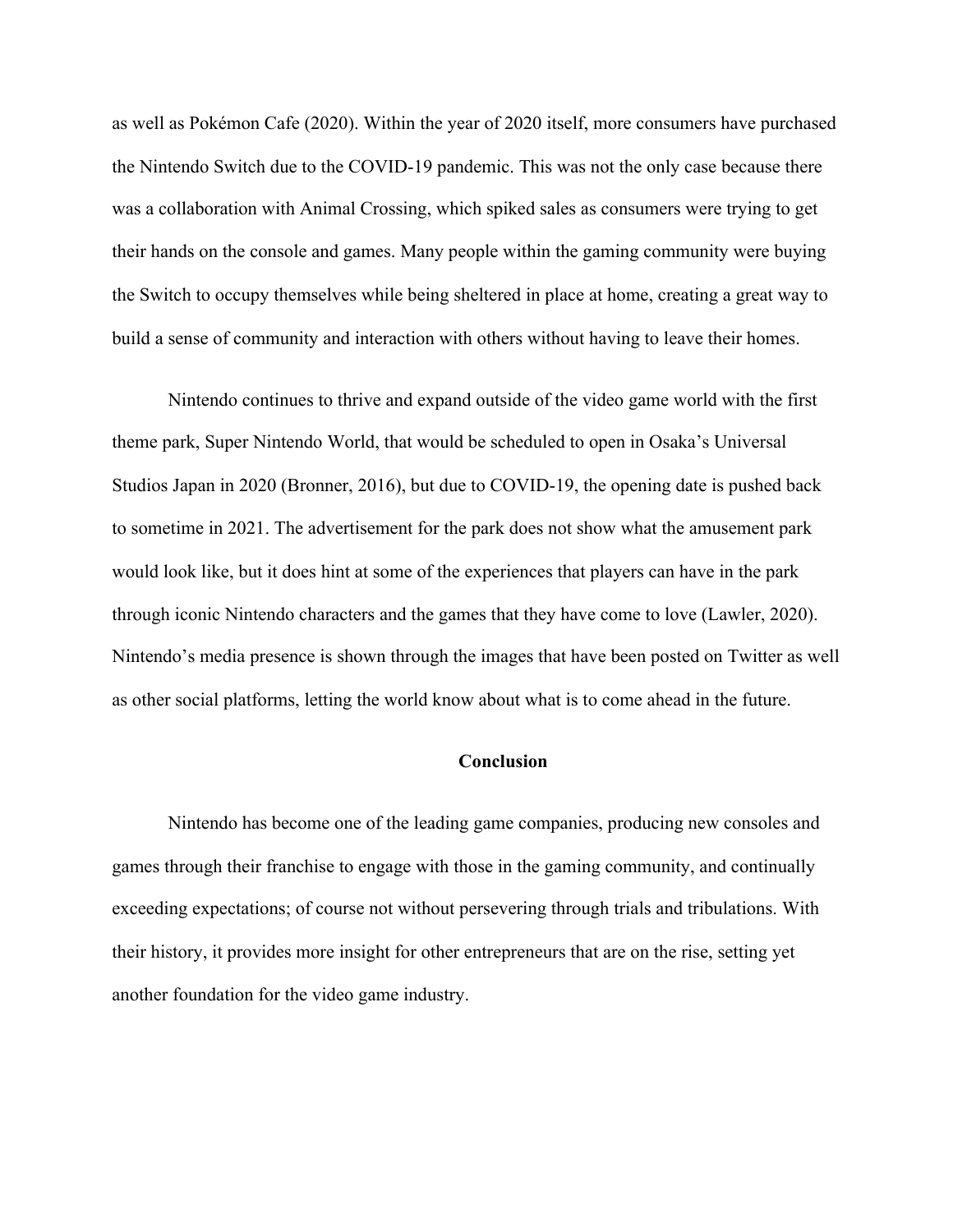as well as Pokémon Cafe (2020). Within the year of 2020 itself, more consumers have purchased the Nintendo Switch due to the COVID-19 pandemic. This was not the only case because there was a collaboration with Animal Crossing, which spiked sales as consumers were trying to get their hands on the console and games. Many people within the gaming community were buying the Switch to occupy themselves while being sheltered in place at home, creating a great way to build a sense of community and interaction with others without having to leave their homes.

Nintendo continues to thrive and expand outside of the video game world with the first theme park, Super Nintendo World, that would be scheduled to open in Osaka's Universal Studios Japan in 2020 (Bronner, 2016), but due to COVID-19, the opening date is pushed back to sometime in 2021. The advertisement for the park does not show what the amusement park would look like, but it does hint at some of the experiences that players can have in the park through iconic Nintendo characters and the games that they have come to love (Lawler, 2020). Nintendo's media presence is shown through the images that have been posted on Twitter as well as other social platforms, letting the world know about what is to come ahead in the future.

## Conclusion

Nintendo has become one of the leading game companies, producing new consoles and games through their franchise to engage with those in the gaming community, and continually exceeding expectations; of course not without persevering through trials and tribulations. With their history, it provides more insight for other entrepreneurs that are on the rise, setting yet another foundation for the video game industry.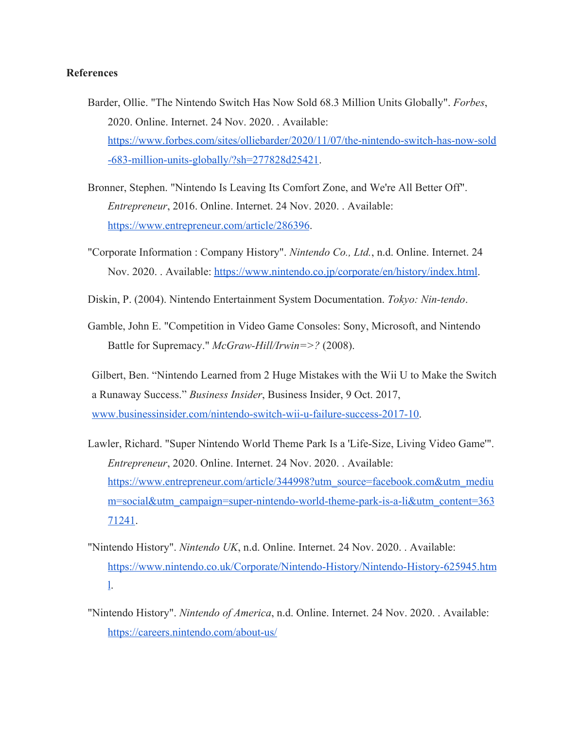**References**

Barder, Ollie. "The Nintendo Switch Has Now Sold 68.3 Million Units Globally". *Forbes*, 2020. Online. Internet. 24 Nov. 2020. . Available: https://www.forbes.com/sites/olliebarder/2020/11/07/the-nintendo-switch-has-now-sold-683-million-units-globally/?sh=277828d25421.

Bronner, Stephen. "Nintendo Is Leaving Its Comfort Zone, and We're All Better Off". *Entrepreneur*, 2016. Online. Internet. 24 Nov. 2020. . Available: https://www.entrepreneur.com/article/286396.

"Corporate Information : Company History". *Nintendo Co., Ltd.*, n.d. Online. Internet. 24 Nov. 2020. . Available: https://www.nintendo.co.jp/corporate/en/history/index.html.

Diskin, P. (2004). Nintendo Entertainment System Documentation. *Tokyo: Nin-tendo*.

Gamble, John E. "Competition in Video Game Consoles: Sony, Microsoft, and Nintendo Battle for Supremacy." *McGraw-Hill/Irwin=>?* (2008).

Gilbert, Ben. "Nintendo Learned from 2 Huge Mistakes with the Wii U to Make the Switch a Runaway Success." *Business Insider*, Business Insider, 9 Oct. 2017, www.businessinsider.com/nintendo-switch-wii-u-failure-success-2017-10.

Lawler, Richard. "Super Nintendo World Theme Park Is a 'Life-Size, Living Video Game'". *Entrepreneur*, 2020. Online. Internet. 24 Nov. 2020. . Available: https://www.entrepreneur.com/article/344998?utm_source=facebook.com&utm_medium=social&utm_campaign=super-nintendo-world-theme-park-is-a-li&utm_content=36371241.

"Nintendo History". *Nintendo UK*, n.d. Online. Internet. 24 Nov. 2020. . Available: https://www.nintendo.co.uk/Corporate/Nintendo-History/Nintendo-History-625945.html.

"Nintendo History". *Nintendo of America*, n.d. Online. Internet. 24 Nov. 2020. . Available: https://careers.nintendo.com/about-us/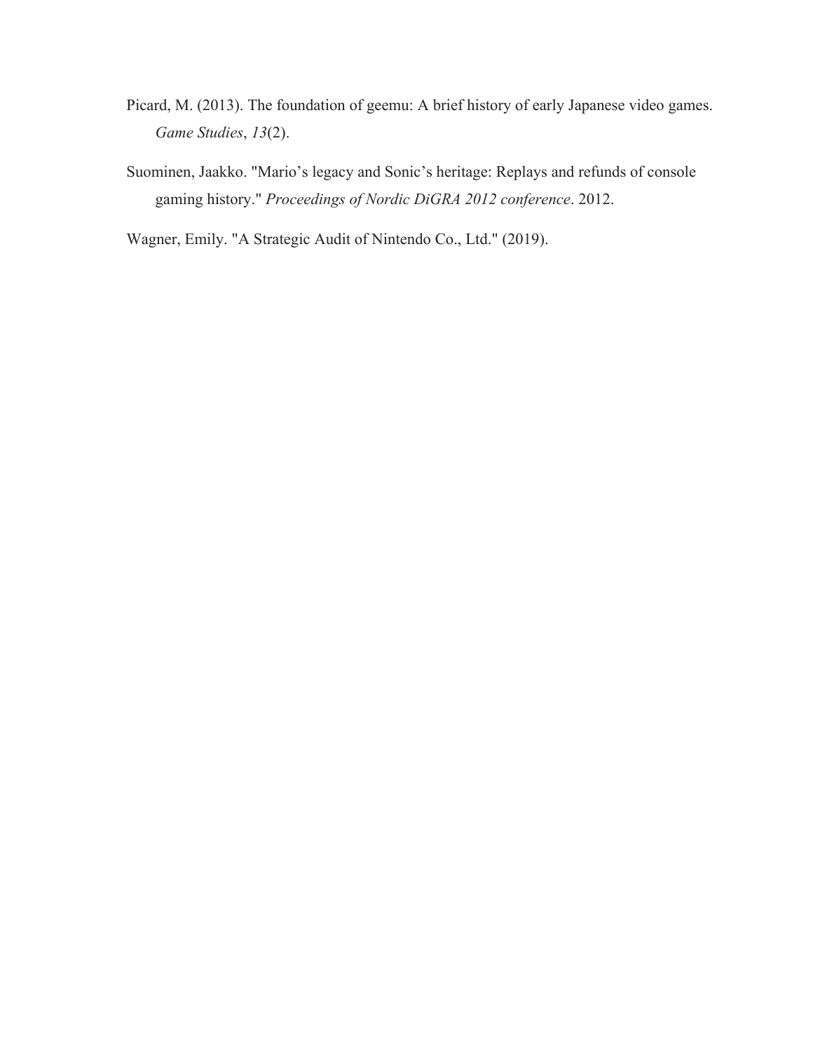Picard, M. (2013). The foundation of geemu: A brief history of early Japanese video games. *Game Studies*, *13*(2).

Suominen, Jaakko. "Mario's legacy and Sonic's heritage: Replays and refunds of console gaming history." *Proceedings of Nordic DiGRA 2012 conference*. 2012.

Wagner, Emily. "A Strategic Audit of Nintendo Co., Ltd." (2019).